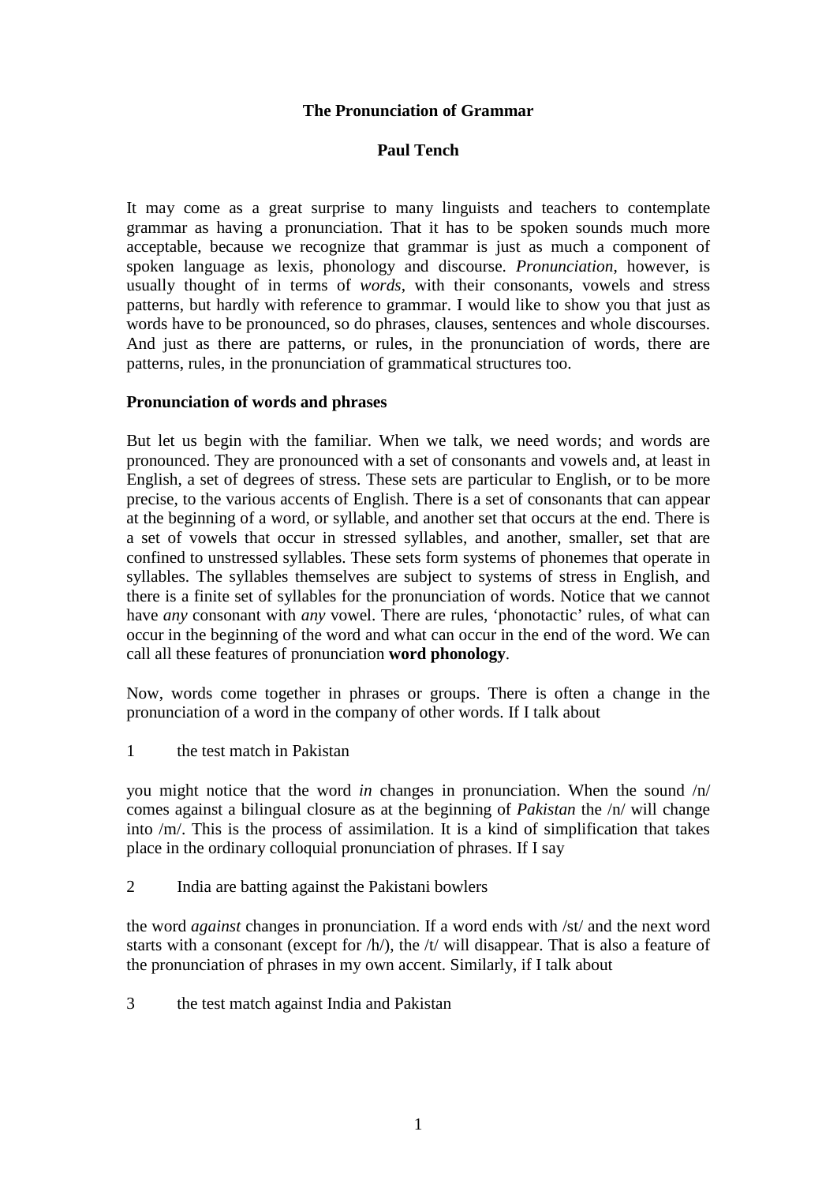**The Pronunciation of Grammar**

**Paul Tench**

It may come as a great surprise to many linguists and teachers to contemplate grammar as having a pronunciation. That it has to be spoken sounds much more acceptable, because we recognize that grammar is just as much a component of spoken language as lexis, phonology and discourse. *Pronunciation*, however, is usually thought of in terms of *words*, with their consonants, vowels and stress patterns, but hardly with reference to grammar. I would like to show you that just as words have to be pronounced, so do phrases, clauses, sentences and whole discourses. And just as there are patterns, or rules, in the pronunciation of words, there are patterns, rules, in the pronunciation of grammatical structures too.

**Pronunciation of words and phrases**

But let us begin with the familiar. When we talk, we need words; and words are pronounced. They are pronounced with a set of consonants and vowels and, at least in English, a set of degrees of stress. These sets are particular to English, or to be more precise, to the various accents of English. There is a set of consonants that can appear at the beginning of a word, or syllable, and another set that occurs at the end. There is a set of vowels that occur in stressed syllables, and another, smaller, set that are confined to unstressed syllables. These sets form systems of phonemes that operate in syllables. The syllables themselves are subject to systems of stress in English, and there is a finite set of syllables for the pronunciation of words. Notice that we cannot have *any* consonant with *any* vowel. There are rules, 'phonotactic' rules, of what can occur in the beginning of the word and what can occur in the end of the word. We can call all these features of pronunciation **word phonology**.

Now, words come together in phrases or groups. There is often a change in the pronunciation of a word in the company of other words. If I talk about

1 the test match in Pakistan

you might notice that the word *in* changes in pronunciation. When the sound /n/ comes against a bilingual closure as at the beginning of *Pakistan* the /n/ will change into /m/. This is the process of assimilation. It is a kind of simplification that takes place in the ordinary colloquial pronunciation of phrases. If I say

2 India are batting against the Pakistani bowlers

the word *against* changes in pronunciation. If a word ends with /st/ and the next word starts with a consonant (except for /h/), the /t/ will disappear. That is also a feature of the pronunciation of phrases in my own accent. Similarly, if I talk about

3 the test match against India and Pakistan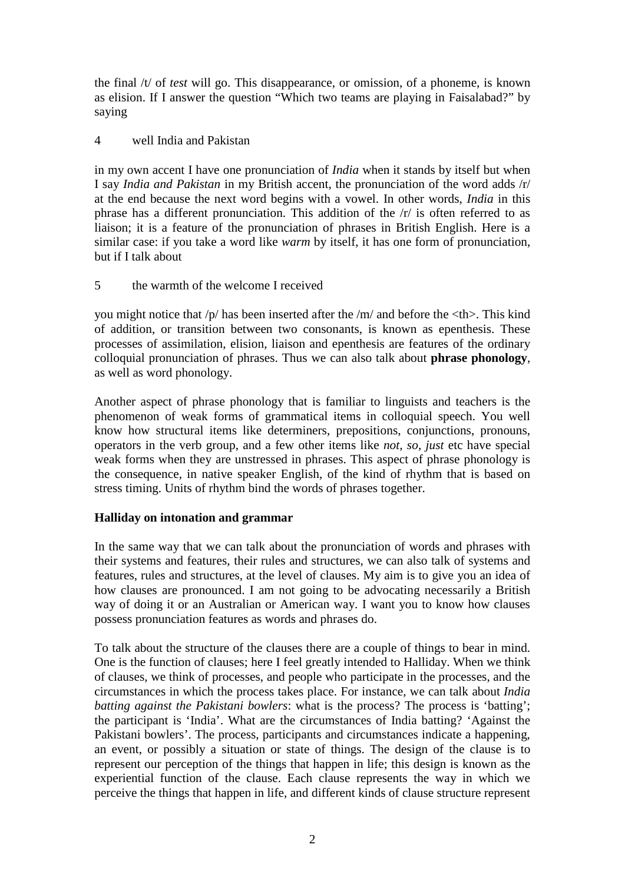the final /t/ of *test* will go. This disappearance, or omission, of a phoneme, is known as elision. If I answer the question "Which two teams are playing in Faisalabad?" by saying

4 well India and Pakistan

in my own accent I have one pronunciation of *India* when it stands by itself but when I say *India and Pakistan* in my British accent, the pronunciation of the word adds /r/ at the end because the next word begins with a vowel. In other words, *India* in this phrase has a different pronunciation. This addition of the /r/ is often referred to as liaison; it is a feature of the pronunciation of phrases in British English. Here is a similar case: if you take a word like *warm* by itself, it has one form of pronunciation, but if I talk about

5 the warmth of the welcome I received

you might notice that /p/ has been inserted after the /m/ and before the <th>. This kind of addition, or transition between two consonants, is known as epenthesis. These processes of assimilation, elision, liaison and epenthesis are features of the ordinary colloquial pronunciation of phrases. Thus we can also talk about **phrase phonology**, as well as word phonology.

Another aspect of phrase phonology that is familiar to linguists and teachers is the phenomenon of weak forms of grammatical items in colloquial speech. You well know how structural items like determiners, prepositions, conjunctions, pronouns, operators in the verb group, and a few other items like *not, so, just* etc have special weak forms when they are unstressed in phrases. This aspect of phrase phonology is the consequence, in native speaker English, of the kind of rhythm that is based on stress timing. Units of rhythm bind the words of phrases together.

**Halliday on intonation and grammar**

In the same way that we can talk about the pronunciation of words and phrases with their systems and features, their rules and structures, we can also talk of systems and features, rules and structures, at the level of clauses. My aim is to give you an idea of how clauses are pronounced. I am not going to be advocating necessarily a British way of doing it or an Australian or American way. I want you to know how clauses possess pronunciation features as words and phrases do.

To talk about the structure of the clauses there are a couple of things to bear in mind. One is the function of clauses; here I feel greatly intended to Halliday. When we think of clauses, we think of processes, and people who participate in the processes, and the circumstances in which the process takes place. For instance, we can talk about *India batting against the Pakistani bowlers*: what is the process? The process is 'batting'; the participant is 'India'. What are the circumstances of India batting? 'Against the Pakistani bowlers'. The process, participants and circumstances indicate a happening, an event, or possibly a situation or state of things. The design of the clause is to represent our perception of the things that happen in life; this design is known as the experiential function of the clause. Each clause represents the way in which we perceive the things that happen in life, and different kinds of clause structure represent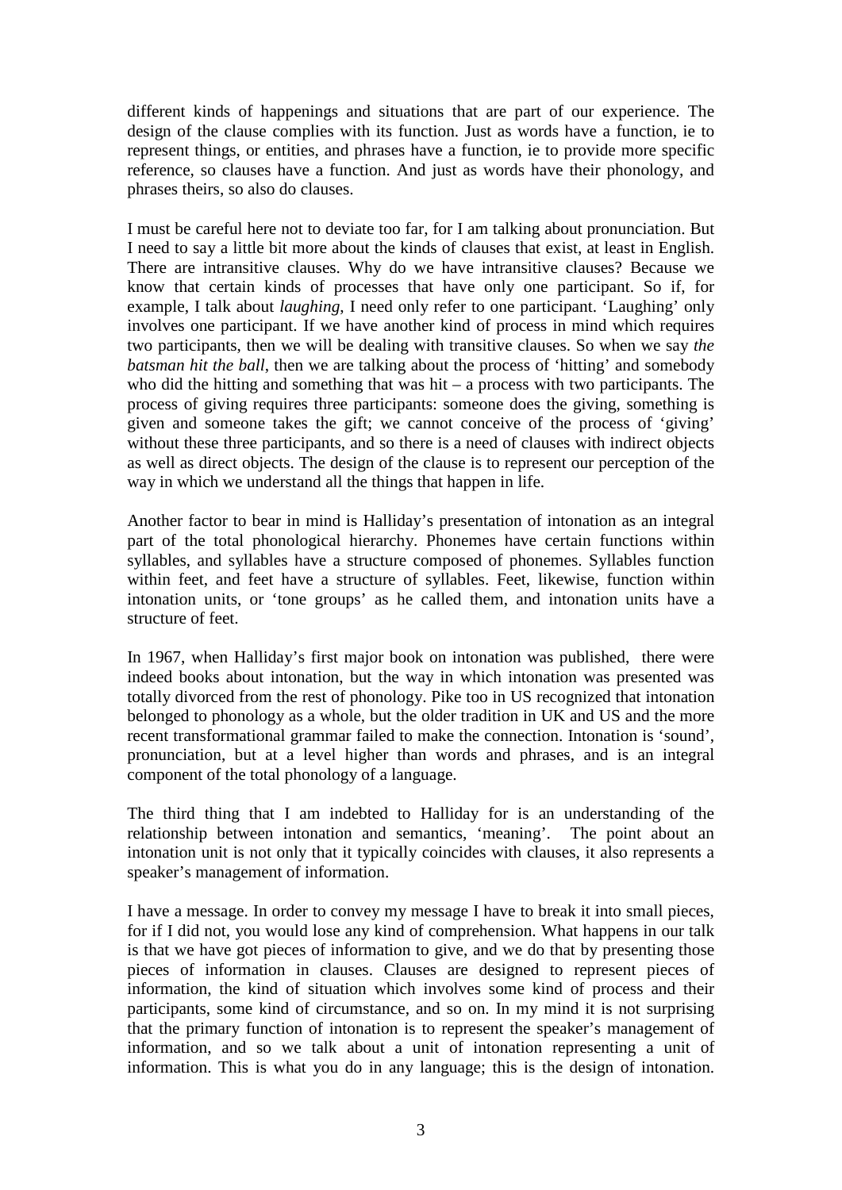different kinds of happenings and situations that are part of our experience. The design of the clause complies with its function. Just as words have a function, ie to represent things, or entities, and phrases have a function, ie to provide more specific reference, so clauses have a function. And just as words have their phonology, and phrases theirs, so also do clauses.

I must be careful here not to deviate too far, for I am talking about pronunciation. But I need to say a little bit more about the kinds of clauses that exist, at least in English. There are intransitive clauses. Why do we have intransitive clauses? Because we know that certain kinds of processes that have only one participant. So if, for example, I talk about *laughing*, I need only refer to one participant. 'Laughing' only involves one participant. If we have another kind of process in mind which requires two participants, then we will be dealing with transitive clauses. So when we say *the batsman hit the ball*, then we are talking about the process of 'hitting' and somebody who did the hitting and something that was hit – a process with two participants. The process of giving requires three participants: someone does the giving, something is given and someone takes the gift; we cannot conceive of the process of 'giving' without these three participants, and so there is a need of clauses with indirect objects as well as direct objects. The design of the clause is to represent our perception of the way in which we understand all the things that happen in life.

Another factor to bear in mind is Halliday's presentation of intonation as an integral part of the total phonological hierarchy. Phonemes have certain functions within syllables, and syllables have a structure composed of phonemes. Syllables function within feet, and feet have a structure of syllables. Feet, likewise, function within intonation units, or 'tone groups' as he called them, and intonation units have a structure of feet.

In 1967, when Halliday's first major book on intonation was published, there were indeed books about intonation, but the way in which intonation was presented was totally divorced from the rest of phonology. Pike too in US recognized that intonation belonged to phonology as a whole, but the older tradition in UK and US and the more recent transformational grammar failed to make the connection. Intonation is 'sound', pronunciation, but at a level higher than words and phrases, and is an integral component of the total phonology of a language.

The third thing that I am indebted to Halliday for is an understanding of the relationship between intonation and semantics, 'meaning'. The point about an intonation unit is not only that it typically coincides with clauses, it also represents a speaker's management of information.

I have a message. In order to convey my message I have to break it into small pieces, for if I did not, you would lose any kind of comprehension. What happens in our talk is that we have got pieces of information to give, and we do that by presenting those pieces of information in clauses. Clauses are designed to represent pieces of information, the kind of situation which involves some kind of process and their participants, some kind of circumstance, and so on. In my mind it is not surprising that the primary function of intonation is to represent the speaker's management of information, and so we talk about a unit of intonation representing a unit of information. This is what you do in any language; this is the design of intonation.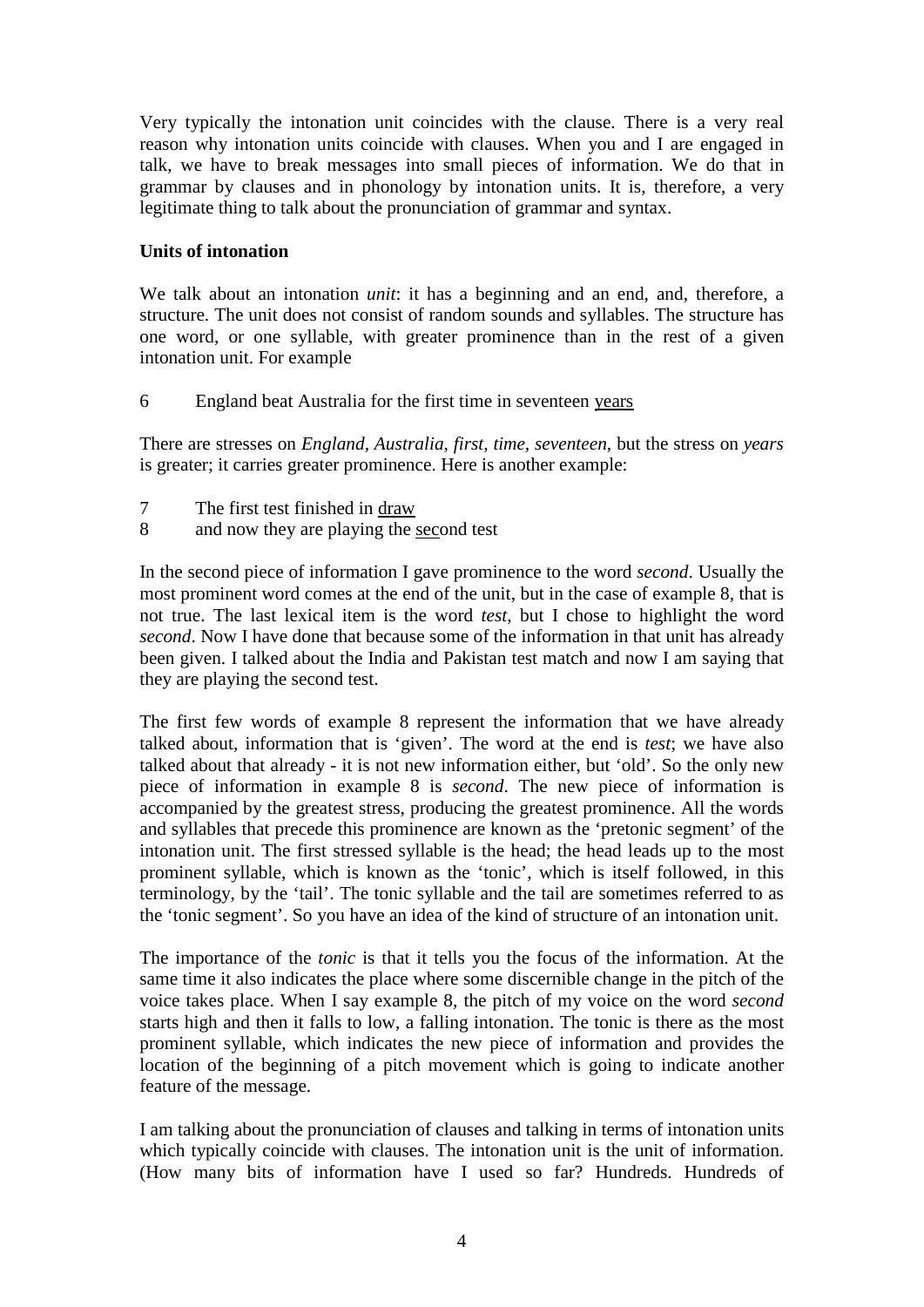Very typically the intonation unit coincides with the clause. There is a very real reason why intonation units coincide with clauses. When you and I are engaged in talk, we have to break messages into small pieces of information. We do that in grammar by clauses and in phonology by intonation units. It is, therefore, a very legitimate thing to talk about the pronunciation of grammar and syntax.

**Units of intonation**

We talk about an intonation *unit*: it has a beginning and an end, and, therefore, a structure. The unit does not consist of random sounds and syllables. The structure has one word, or one syllable, with greater prominence than in the rest of a given intonation unit. For example

6 England beat Australia for the first time in seventeen <u>years</u>

There are stresses on *England, Australia, first, time, seventeen,* but the stress on *years* is greater; it carries greater prominence. Here is another example:

7 The first test finished in <u>draw</u>
8 and now they are playing the <u>sec</u>ond test

In the second piece of information I gave prominence to the word *second*. Usually the most prominent word comes at the end of the unit, but in the case of example 8, that is not true. The last lexical item is the word *test*, but I chose to highlight the word *second*. Now I have done that because some of the information in that unit has already been given. I talked about the India and Pakistan test match and now I am saying that they are playing the second test.

The first few words of example 8 represent the information that we have already talked about, information that is 'given'. The word at the end is *test*; we have also talked about that already - it is not new information either, but 'old'. So the only new piece of information in example 8 is *second*. The new piece of information is accompanied by the greatest stress, producing the greatest prominence. All the words and syllables that precede this prominence are known as the 'pretonic segment' of the intonation unit. The first stressed syllable is the head; the head leads up to the most prominent syllable, which is known as the 'tonic', which is itself followed, in this terminology, by the 'tail'. The tonic syllable and the tail are sometimes referred to as the 'tonic segment'. So you have an idea of the kind of structure of an intonation unit.

The importance of the *tonic* is that it tells you the focus of the information. At the same time it also indicates the place where some discernible change in the pitch of the voice takes place. When I say example 8, the pitch of my voice on the word *second* starts high and then it falls to low, a falling intonation. The tonic is there as the most prominent syllable, which indicates the new piece of information and provides the location of the beginning of a pitch movement which is going to indicate another feature of the message.

I am talking about the pronunciation of clauses and talking in terms of intonation units which typically coincide with clauses. The intonation unit is the unit of information. (How many bits of information have I used so far? Hundreds. Hundreds of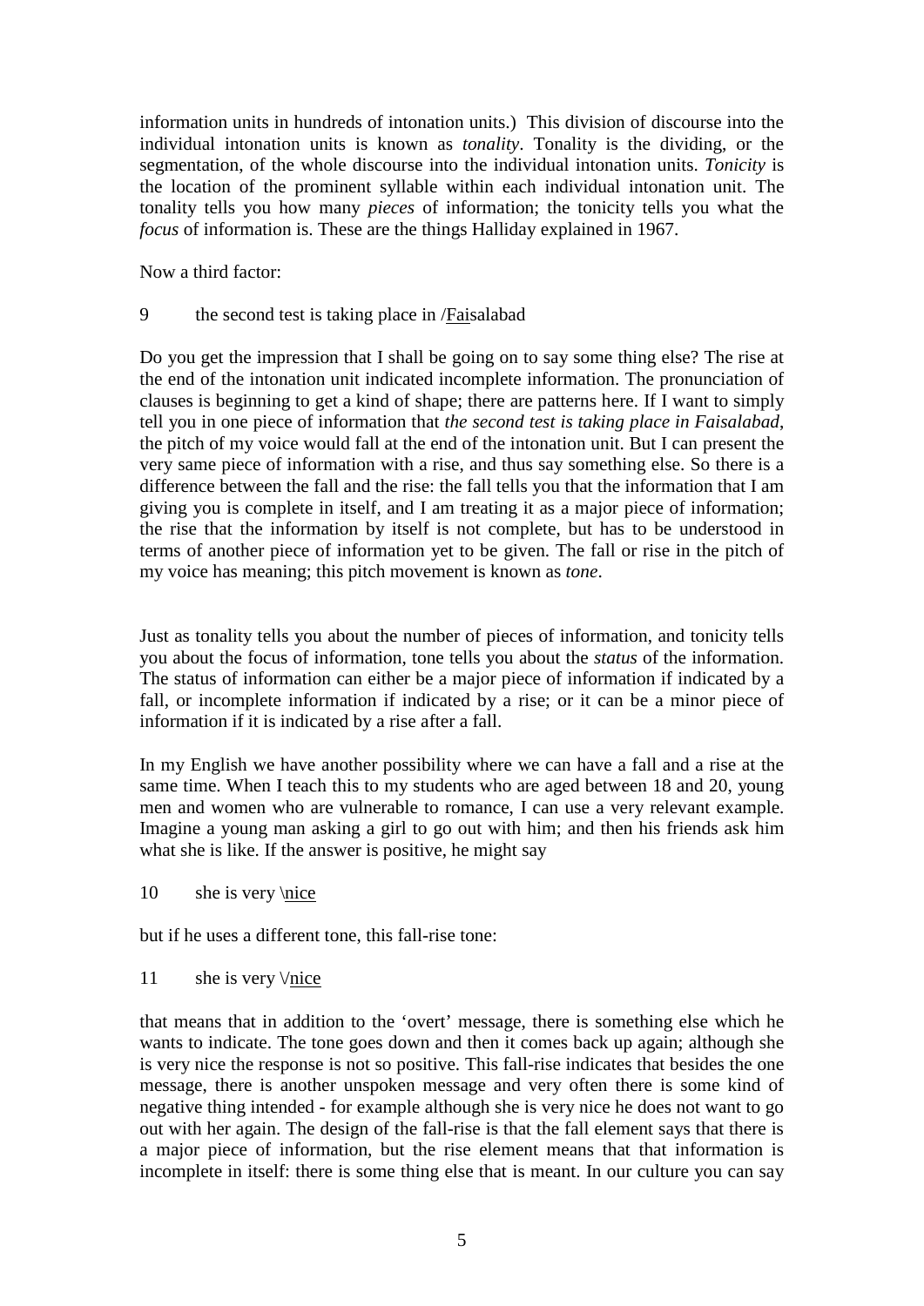information units in hundreds of intonation units.) This division of discourse into the individual intonation units is known as *tonality*. Tonality is the dividing, or the segmentation, of the whole discourse into the individual intonation units. *Tonicity* is the location of the prominent syllable within each individual intonation unit. The tonality tells you how many *pieces* of information; the tonicity tells you what the *focus* of information is. These are the things Halliday explained in 1967.

Now a third factor:

9 the second test is taking place in /<u>Fai</u>salabad

Do you get the impression that I shall be going on to say some thing else? The rise at the end of the intonation unit indicated incomplete information. The pronunciation of clauses is beginning to get a kind of shape; there are patterns here. If I want to simply tell you in one piece of information that *the second test is taking place in Faisalabad*, the pitch of my voice would fall at the end of the intonation unit. But I can present the very same piece of information with a rise, and thus say something else. So there is a difference between the fall and the rise: the fall tells you that the information that I am giving you is complete in itself, and I am treating it as a major piece of information; the rise that the information by itself is not complete, but has to be understood in terms of another piece of information yet to be given. The fall or rise in the pitch of my voice has meaning; this pitch movement is known as *tone*.

Just as tonality tells you about the number of pieces of information, and tonicity tells you about the focus of information, tone tells you about the *status* of the information. The status of information can either be a major piece of information if indicated by a fall, or incomplete information if indicated by a rise; or it can be a minor piece of information if it is indicated by a rise after a fall.

In my English we have another possibility where we can have a fall and a rise at the same time. When I teach this to my students who are aged between 18 and 20, young men and women who are vulnerable to romance, I can use a very relevant example. Imagine a young man asking a girl to go out with him; and then his friends ask him what she is like. If the answer is positive, he might say

10 she is very \<u>nice</u>

but if he uses a different tone, this fall-rise tone:

11 she is very \/<u>nice</u>

that means that in addition to the 'overt' message, there is something else which he wants to indicate. The tone goes down and then it comes back up again; although she is very nice the response is not so positive. This fall-rise indicates that besides the one message, there is another unspoken message and very often there is some kind of negative thing intended - for example although she is very nice he does not want to go out with her again. The design of the fall-rise is that the fall element says that there is a major piece of information, but the rise element means that that information is incomplete in itself: there is some thing else that is meant. In our culture you can say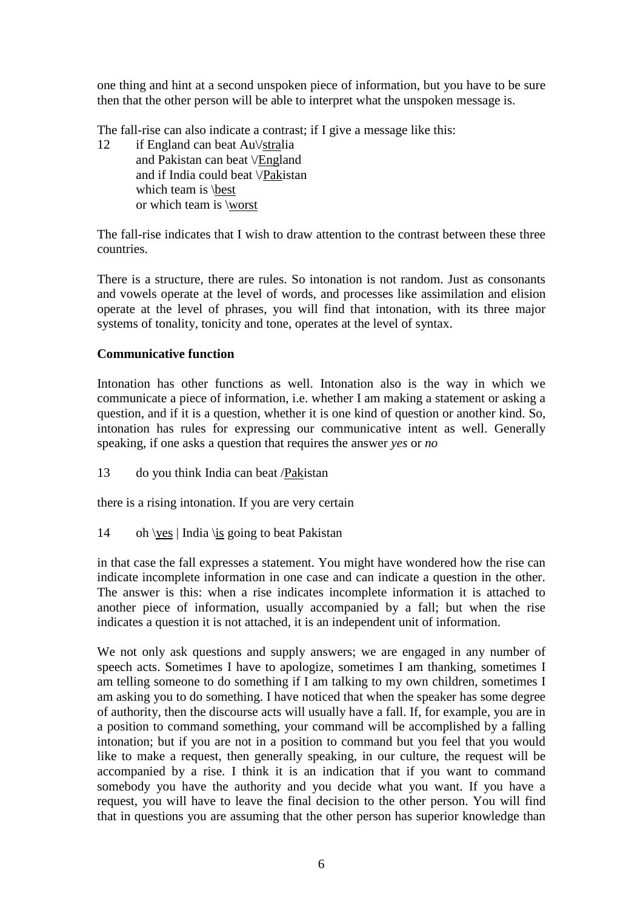one thing and hint at a second unspoken piece of information, but you have to be sure then that the other person will be able to interpret what the unspoken message is.

The fall-rise can also indicate a contrast; if I give a message like this:

12 if England can beat Au\/<u>stra</u>lia
and Pakistan can beat \/<u>Eng</u>land
and if India could beat \/<u>Pak</u>istan
which team is \<u>best</u>
or which team is \<u>worst</u>

The fall-rise indicates that I wish to draw attention to the contrast between these three countries.

There is a structure, there are rules. So intonation is not random. Just as consonants and vowels operate at the level of words, and processes like assimilation and elision operate at the level of phrases, you will find that intonation, with its three major systems of tonality, tonicity and tone, operates at the level of syntax.

**Communicative function**

Intonation has other functions as well. Intonation also is the way in which we communicate a piece of information, i.e. whether I am making a statement or asking a question, and if it is a question, whether it is one kind of question or another kind. So, intonation has rules for expressing our communicative intent as well. Generally speaking, if one asks a question that requires the answer *yes* or *no*

13 do you think India can beat /<u>Pak</u>istan

there is a rising intonation. If you are very certain

14 oh \<u>yes</u> | India \<u>is</u> going to beat Pakistan

in that case the fall expresses a statement. You might have wondered how the rise can indicate incomplete information in one case and can indicate a question in the other. The answer is this: when a rise indicates incomplete information it is attached to another piece of information, usually accompanied by a fall; but when the rise indicates a question it is not attached, it is an independent unit of information.

We not only ask questions and supply answers; we are engaged in any number of speech acts. Sometimes I have to apologize, sometimes I am thanking, sometimes I am telling someone to do something if I am talking to my own children, sometimes I am asking you to do something. I have noticed that when the speaker has some degree of authority, then the discourse acts will usually have a fall. If, for example, you are in a position to command something, your command will be accomplished by a falling intonation; but if you are not in a position to command but you feel that you would like to make a request, then generally speaking, in our culture, the request will be accompanied by a rise. I think it is an indication that if you want to command somebody you have the authority and you decide what you want. If you have a request, you will have to leave the final decision to the other person. You will find that in questions you are assuming that the other person has superior knowledge than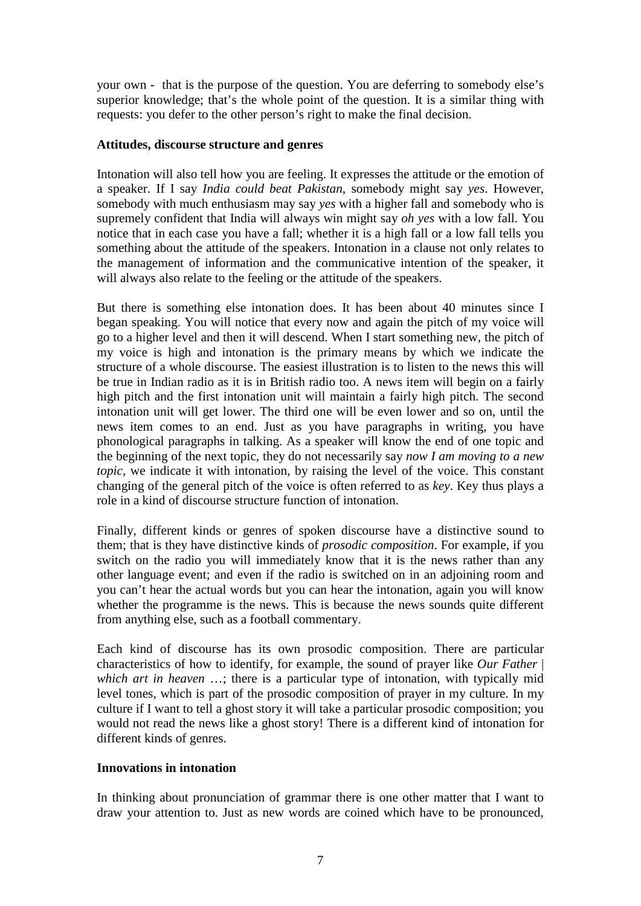your own - that is the purpose of the question. You are deferring to somebody else's superior knowledge; that's the whole point of the question. It is a similar thing with requests: you defer to the other person's right to make the final decision.

**Attitudes, discourse structure and genres**

Intonation will also tell how you are feeling. It expresses the attitude or the emotion of a speaker. If I say *India could beat Pakistan*, somebody might say *yes*. However, somebody with much enthusiasm may say *yes* with a higher fall and somebody who is supremely confident that India will always win might say *oh yes* with a low fall. You notice that in each case you have a fall; whether it is a high fall or a low fall tells you something about the attitude of the speakers. Intonation in a clause not only relates to the management of information and the communicative intention of the speaker, it will always also relate to the feeling or the attitude of the speakers.

But there is something else intonation does. It has been about 40 minutes since I began speaking. You will notice that every now and again the pitch of my voice will go to a higher level and then it will descend. When I start something new, the pitch of my voice is high and intonation is the primary means by which we indicate the structure of a whole discourse. The easiest illustration is to listen to the news this will be true in Indian radio as it is in British radio too. A news item will begin on a fairly high pitch and the first intonation unit will maintain a fairly high pitch. The second intonation unit will get lower. The third one will be even lower and so on, until the news item comes to an end. Just as you have paragraphs in writing, you have phonological paragraphs in talking. As a speaker will know the end of one topic and the beginning of the next topic, they do not necessarily say *now I am moving to a new topic*, we indicate it with intonation, by raising the level of the voice. This constant changing of the general pitch of the voice is often referred to as *key*. Key thus plays a role in a kind of discourse structure function of intonation.

Finally, different kinds or genres of spoken discourse have a distinctive sound to them; that is they have distinctive kinds of *prosodic composition*. For example, if you switch on the radio you will immediately know that it is the news rather than any other language event; and even if the radio is switched on in an adjoining room and you can't hear the actual words but you can hear the intonation, again you will know whether the programme is the news. This is because the news sounds quite different from anything else, such as a football commentary.

Each kind of discourse has its own prosodic composition. There are particular characteristics of how to identify, for example, the sound of prayer like *Our Father | which art in heaven* …; there is a particular type of intonation, with typically mid level tones, which is part of the prosodic composition of prayer in my culture. In my culture if I want to tell a ghost story it will take a particular prosodic composition; you would not read the news like a ghost story! There is a different kind of intonation for different kinds of genres.

**Innovations in intonation**

In thinking about pronunciation of grammar there is one other matter that I want to draw your attention to. Just as new words are coined which have to be pronounced,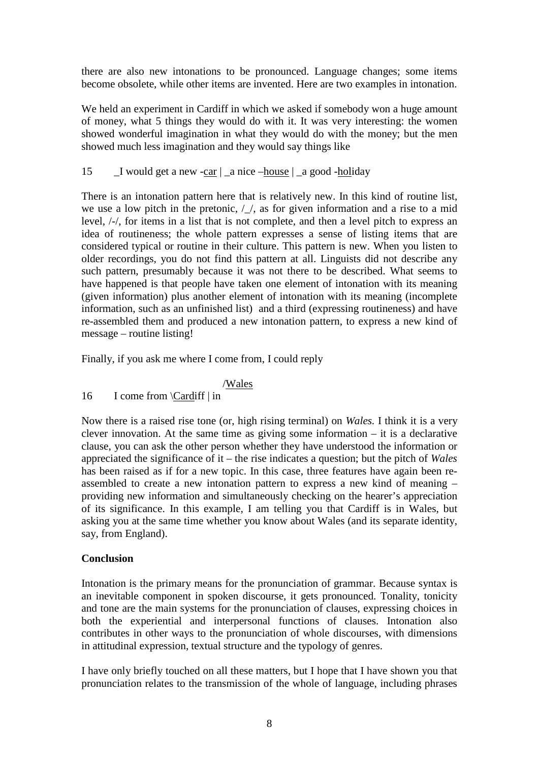there are also new intonations to be pronounced. Language changes; some items become obsolete, while other items are invented. Here are two examples in intonation.

We held an experiment in Cardiff in which we asked if somebody won a huge amount of money, what 5 things they would do with it. It was very interesting: the women showed wonderful imagination in what they would do with the money; but the men showed much less imagination and they would say things like

15 &nbsp;&nbsp;&nbsp; _I would get a new -<u>car</u> | _a nice –<u>house</u> | _a good -<u>holi</u>day

There is an intonation pattern here that is relatively new. In this kind of routine list, we use a low pitch in the pretonic, /_/, as for given information and a rise to a mid level, /-/, for items in a list that is not complete, and then a level pitch to express an idea of routineness; the whole pattern expresses a sense of listing items that are considered typical or routine in their culture. This pattern is new. When you listen to older recordings, you do not find this pattern at all. Linguists did not describe any such pattern, presumably because it was not there to be described. What seems to have happened is that people have taken one element of intonation with its meaning (given information) plus another element of intonation with its meaning (incomplete information, such as an unfinished list) and a third (expressing routineness) and have re-assembled them and produced a new intonation pattern, to express a new kind of message – routine listing!

Finally, if you ask me where I come from, I could reply

```
                              /Wales
16      I come from \Cardiff | in
```

Now there is a raised rise tone (or, high rising terminal) on *Wales.* I think it is a very clever innovation. At the same time as giving some information – it is a declarative clause, you can ask the other person whether they have understood the information or appreciated the significance of it – the rise indicates a question; but the pitch of *Wales* has been raised as if for a new topic. In this case, three features have again been re-assembled to create a new intonation pattern to express a new kind of meaning – providing new information and simultaneously checking on the hearer's appreciation of its significance. In this example, I am telling you that Cardiff is in Wales, but asking you at the same time whether you know about Wales (and its separate identity, say, from England).

**Conclusion**

Intonation is the primary means for the pronunciation of grammar. Because syntax is an inevitable component in spoken discourse, it gets pronounced. Tonality, tonicity and tone are the main systems for the pronunciation of clauses, expressing choices in both the experiential and interpersonal functions of clauses. Intonation also contributes in other ways to the pronunciation of whole discourses, with dimensions in attitudinal expression, textual structure and the typology of genres.

I have only briefly touched on all these matters, but I hope that I have shown you that pronunciation relates to the transmission of the whole of language, including phrases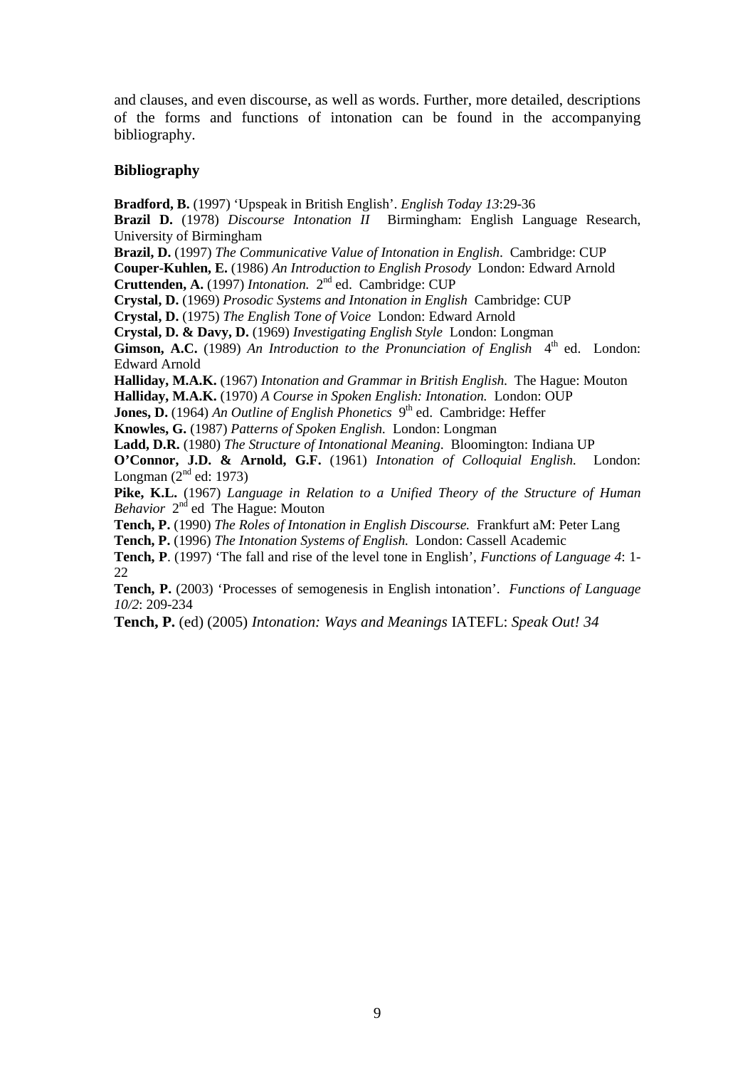and clauses, and even discourse, as well as words. Further, more detailed, descriptions of the forms and functions of intonation can be found in the accompanying bibliography.

## Bibliography

**Bradford, B.** (1997) 'Upspeak in British English'. *English Today 13*:29-36

**Brazil D.** (1978) *Discourse Intonation II* Birmingham: English Language Research, University of Birmingham

**Brazil, D.** (1997) *The Communicative Value of Intonation in English*. Cambridge: CUP

**Couper-Kuhlen, E.** (1986) *An Introduction to English Prosody* London: Edward Arnold

**Cruttenden, A.** (1997) *Intonation.* 2nd ed. Cambridge: CUP

**Crystal, D.** (1969) *Prosodic Systems and Intonation in English* Cambridge: CUP

**Crystal, D.** (1975) *The English Tone of Voice* London: Edward Arnold

**Crystal, D. & Davy, D.** (1969) *Investigating English Style* London: Longman

**Gimson, A.C.** (1989) *An Introduction to the Pronunciation of English* 4th ed. London: Edward Arnold

**Halliday, M.A.K.** (1967) *Intonation and Grammar in British English.* The Hague: Mouton

**Halliday, M.A.K.** (1970) *A Course in Spoken English: Intonation.* London: OUP

**Jones, D.** (1964) *An Outline of English Phonetics* 9th ed. Cambridge: Heffer

**Knowles, G.** (1987) *Patterns of Spoken English.* London: Longman

**Ladd, D.R.** (1980) *The Structure of Intonational Meaning.* Bloomington: Indiana UP

**O'Connor, J.D. & Arnold, G.F.** (1961) *Intonation of Colloquial English.* London: Longman (2nd ed: 1973)

**Pike, K.L.** (1967) *Language in Relation to a Unified Theory of the Structure of Human Behavior* 2nd ed The Hague: Mouton

**Tench, P.** (1990) *The Roles of Intonation in English Discourse.* Frankfurt aM: Peter Lang

**Tench, P.** (1996) *The Intonation Systems of English.* London: Cassell Academic

**Tench, P**. (1997) 'The fall and rise of the level tone in English', *Functions of Language 4*: 1-22

**Tench, P.** (2003) 'Processes of semogenesis in English intonation'. *Functions of Language 10/2*: 209-234

**Tench, P.** (ed) (2005) *Intonation: Ways and Meanings* IATEFL: *Speak Out! 34*